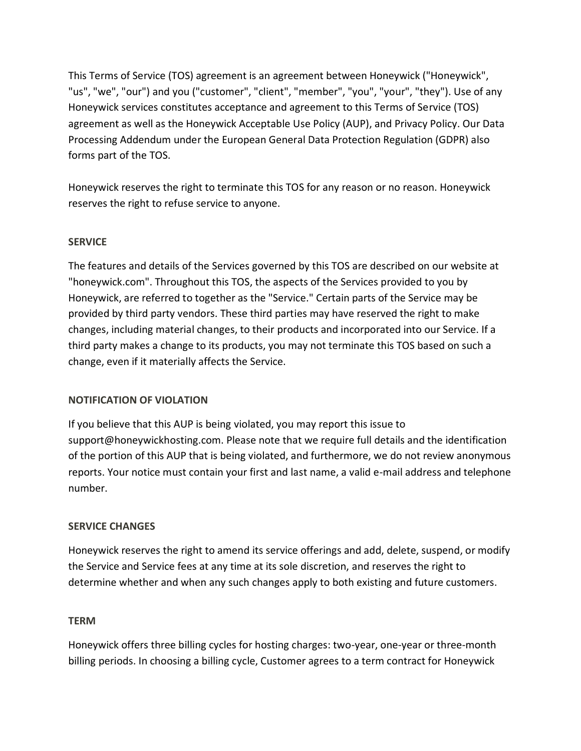This Terms of Service (TOS) agreement is an agreement between Honeywick ("Honeywick", "us", "we", "our") and you ("customer", "client", "member", "you", "your", "they"). Use of any Honeywick services constitutes acceptance and agreement to this Terms of Service (TOS) agreement as well as the Honeywick Acceptable Use Policy (AUP), and Privacy Policy. Our Data Processing Addendum under the European General Data Protection Regulation (GDPR) also forms part of the TOS.

Honeywick reserves the right to terminate this TOS for any reason or no reason. Honeywick reserves the right to refuse service to anyone.

**SERVICE**

The features and details of the Services governed by this TOS are described on our website at "honeywick.com". Throughout this TOS, the aspects of the Services provided to you by Honeywick, are referred to together as the "Service." Certain parts of the Service may be provided by third party vendors. These third parties may have reserved the right to make changes, including material changes, to their products and incorporated into our Service. If a third party makes a change to its products, you may not terminate this TOS based on such a change, even if it materially affects the Service.

**NOTIFICATION OF VIOLATION**

If you believe that this AUP is being violated, you may report this issue to support@honeywickhosting.com. Please note that we require full details and the identification of the portion of this AUP that is being violated, and furthermore, we do not review anonymous reports. Your notice must contain your first and last name, a valid e-mail address and telephone number.

**SERVICE CHANGES**

Honeywick reserves the right to amend its service offerings and add, delete, suspend, or modify the Service and Service fees at any time at its sole discretion, and reserves the right to determine whether and when any such changes apply to both existing and future customers.

**TERM**

Honeywick offers three billing cycles for hosting charges: two-year, one-year or three-month billing periods. In choosing a billing cycle, Customer agrees to a term contract for Honeywick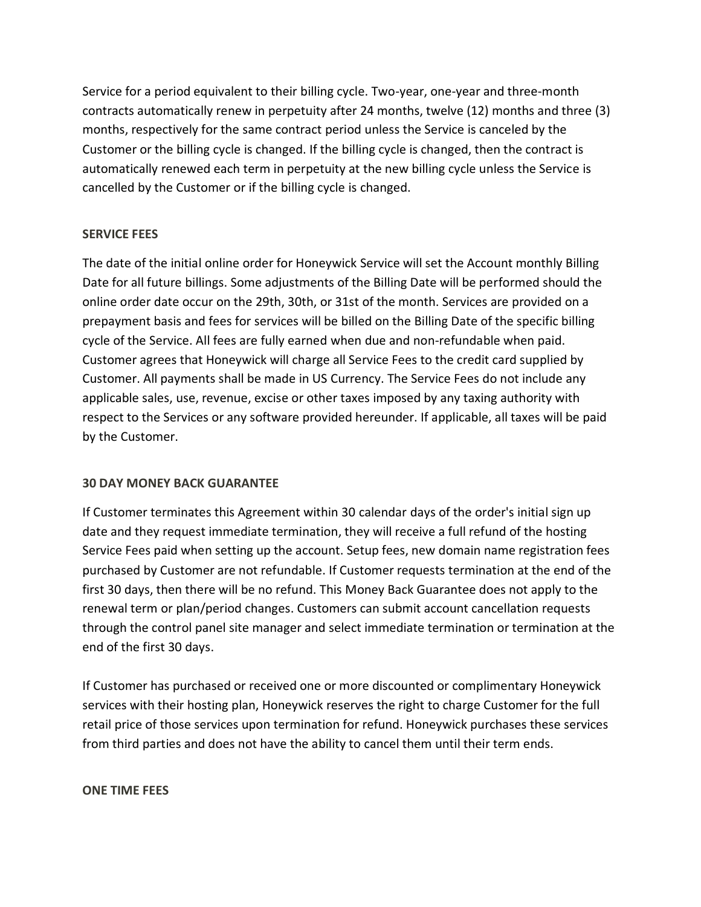Service for a period equivalent to their billing cycle. Two-year, one-year and three-month contracts automatically renew in perpetuity after 24 months, twelve (12) months and three (3) months, respectively for the same contract period unless the Service is canceled by the Customer or the billing cycle is changed. If the billing cycle is changed, then the contract is automatically renewed each term in perpetuity at the new billing cycle unless the Service is cancelled by the Customer or if the billing cycle is changed.

**SERVICE FEES**

The date of the initial online order for Honeywick Service will set the Account monthly Billing Date for all future billings. Some adjustments of the Billing Date will be performed should the online order date occur on the 29th, 30th, or 31st of the month. Services are provided on a prepayment basis and fees for services will be billed on the Billing Date of the specific billing cycle of the Service. All fees are fully earned when due and non-refundable when paid. Customer agrees that Honeywick will charge all Service Fees to the credit card supplied by Customer. All payments shall be made in US Currency. The Service Fees do not include any applicable sales, use, revenue, excise or other taxes imposed by any taxing authority with respect to the Services or any software provided hereunder. If applicable, all taxes will be paid by the Customer.

**30 DAY MONEY BACK GUARANTEE**

If Customer terminates this Agreement within 30 calendar days of the order's initial sign up date and they request immediate termination, they will receive a full refund of the hosting Service Fees paid when setting up the account. Setup fees, new domain name registration fees purchased by Customer are not refundable. If Customer requests termination at the end of the first 30 days, then there will be no refund. This Money Back Guarantee does not apply to the renewal term or plan/period changes. Customers can submit account cancellation requests through the control panel site manager and select immediate termination or termination at the end of the first 30 days.

If Customer has purchased or received one or more discounted or complimentary Honeywick services with their hosting plan, Honeywick reserves the right to charge Customer for the full retail price of those services upon termination for refund. Honeywick purchases these services from third parties and does not have the ability to cancel them until their term ends.

**ONE TIME FEES**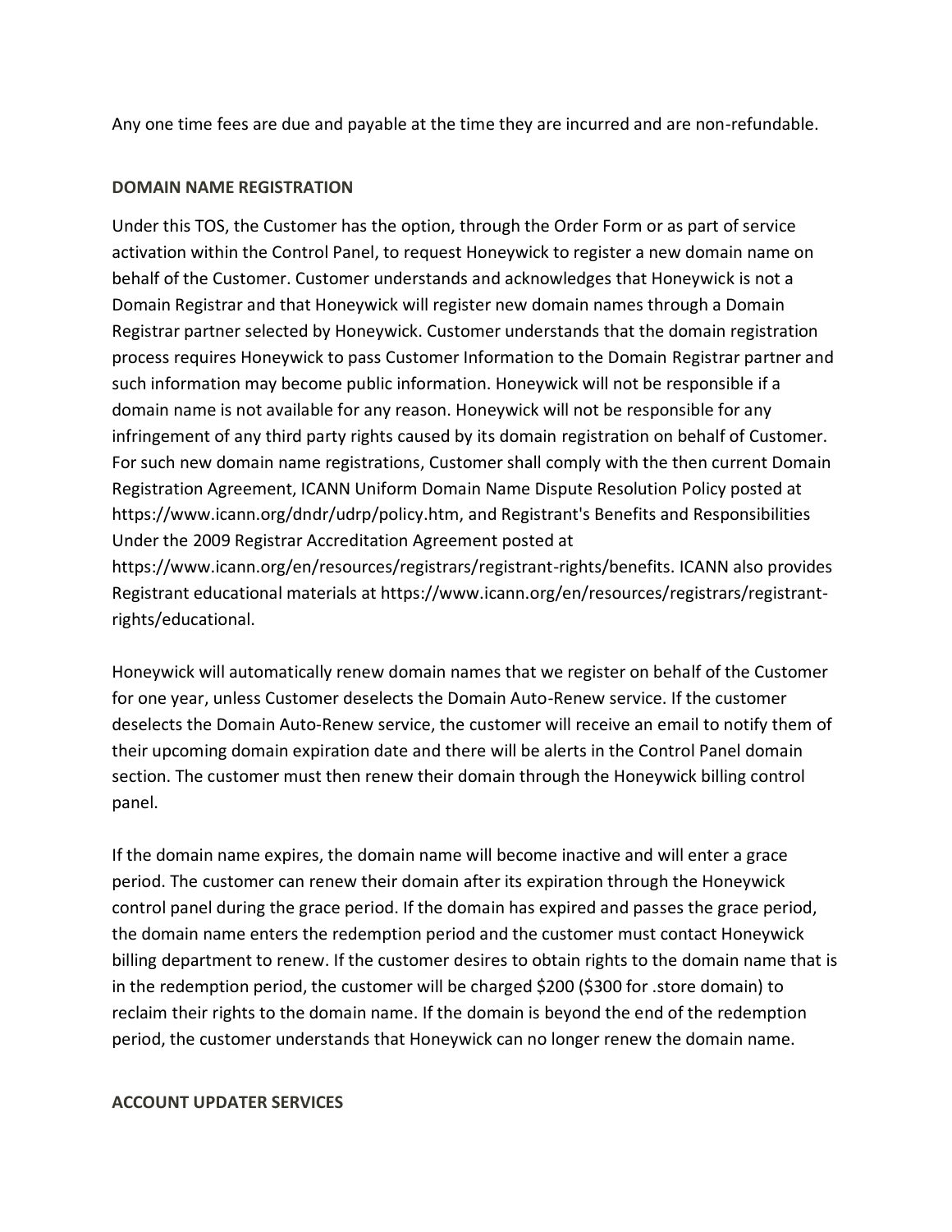Any one time fees are due and payable at the time they are incurred and are non-refundable.

**DOMAIN NAME REGISTRATION**

Under this TOS, the Customer has the option, through the Order Form or as part of service activation within the Control Panel, to request Honeywick to register a new domain name on behalf of the Customer. Customer understands and acknowledges that Honeywick is not a Domain Registrar and that Honeywick will register new domain names through a Domain Registrar partner selected by Honeywick. Customer understands that the domain registration process requires Honeywick to pass Customer Information to the Domain Registrar partner and such information may become public information. Honeywick will not be responsible if a domain name is not available for any reason. Honeywick will not be responsible for any infringement of any third party rights caused by its domain registration on behalf of Customer. For such new domain name registrations, Customer shall comply with the then current Domain Registration Agreement, ICANN Uniform Domain Name Dispute Resolution Policy posted at https://www.icann.org/dndr/udrp/policy.htm, and Registrant's Benefits and Responsibilities Under the 2009 Registrar Accreditation Agreement posted at https://www.icann.org/en/resources/registrars/registrant-rights/benefits. ICANN also provides Registrant educational materials at https://www.icann.org/en/resources/registrars/registrant-rights/educational.

Honeywick will automatically renew domain names that we register on behalf of the Customer for one year, unless Customer deselects the Domain Auto-Renew service. If the customer deselects the Domain Auto-Renew service, the customer will receive an email to notify them of their upcoming domain expiration date and there will be alerts in the Control Panel domain section. The customer must then renew their domain through the Honeywick billing control panel.

If the domain name expires, the domain name will become inactive and will enter a grace period. The customer can renew their domain after its expiration through the Honeywick control panel during the grace period. If the domain has expired and passes the grace period, the domain name enters the redemption period and the customer must contact Honeywick billing department to renew. If the customer desires to obtain rights to the domain name that is in the redemption period, the customer will be charged $200 ($300 for .store domain) to reclaim their rights to the domain name. If the domain is beyond the end of the redemption period, the customer understands that Honeywick can no longer renew the domain name.

**ACCOUNT UPDATER SERVICES**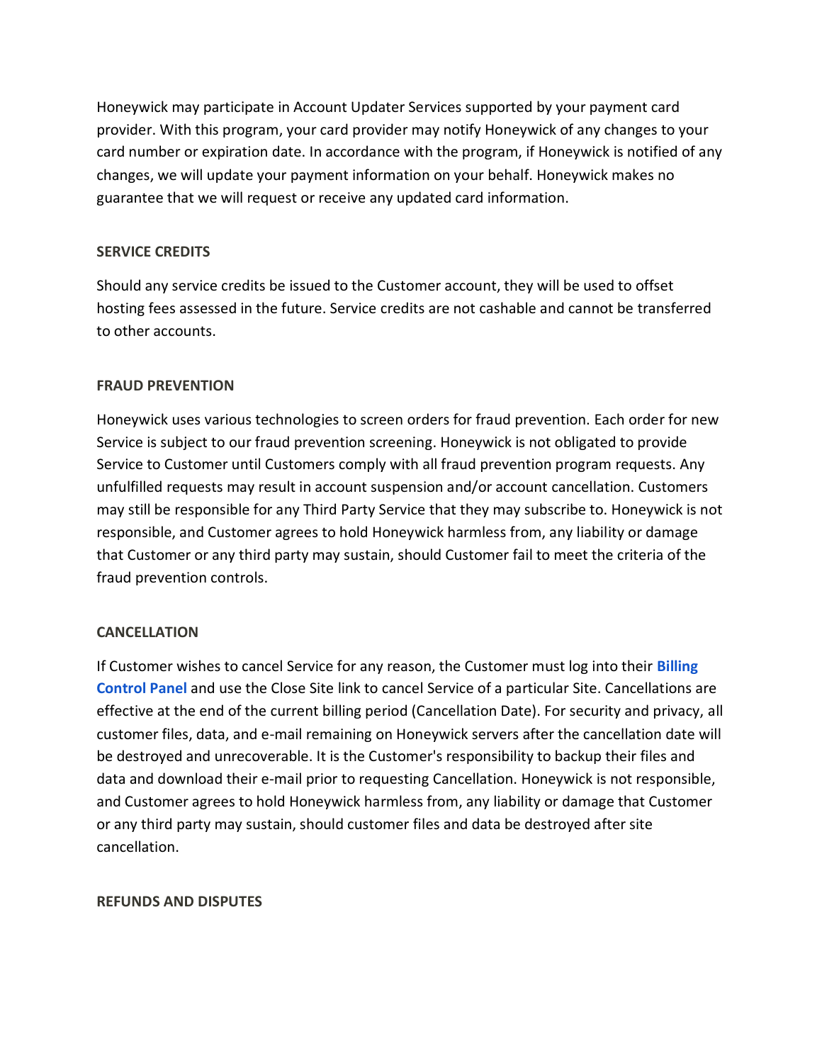Honeywick may participate in Account Updater Services supported by your payment card provider. With this program, your card provider may notify Honeywick of any changes to your card number or expiration date. In accordance with the program, if Honeywick is notified of any changes, we will update your payment information on your behalf. Honeywick makes no guarantee that we will request or receive any updated card information.

#### SERVICE CREDITS

Should any service credits be issued to the Customer account, they will be used to offset hosting fees assessed in the future. Service credits are not cashable and cannot be transferred to other accounts.

#### FRAUD PREVENTION

Honeywick uses various technologies to screen orders for fraud prevention. Each order for new Service is subject to our fraud prevention screening. Honeywick is not obligated to provide Service to Customer until Customers comply with all fraud prevention program requests. Any unfulfilled requests may result in account suspension and/or account cancellation. Customers may still be responsible for any Third Party Service that they may subscribe to. Honeywick is not responsible, and Customer agrees to hold Honeywick harmless from, any liability or damage that Customer or any third party may sustain, should Customer fail to meet the criteria of the fraud prevention controls.

#### CANCELLATION

If Customer wishes to cancel Service for any reason, the Customer must log into their **Billing Control Panel** and use the Close Site link to cancel Service of a particular Site. Cancellations are effective at the end of the current billing period (Cancellation Date). For security and privacy, all customer files, data, and e-mail remaining on Honeywick servers after the cancellation date will be destroyed and unrecoverable. It is the Customer's responsibility to backup their files and data and download their e-mail prior to requesting Cancellation. Honeywick is not responsible, and Customer agrees to hold Honeywick harmless from, any liability or damage that Customer or any third party may sustain, should customer files and data be destroyed after site cancellation.

#### REFUNDS AND DISPUTES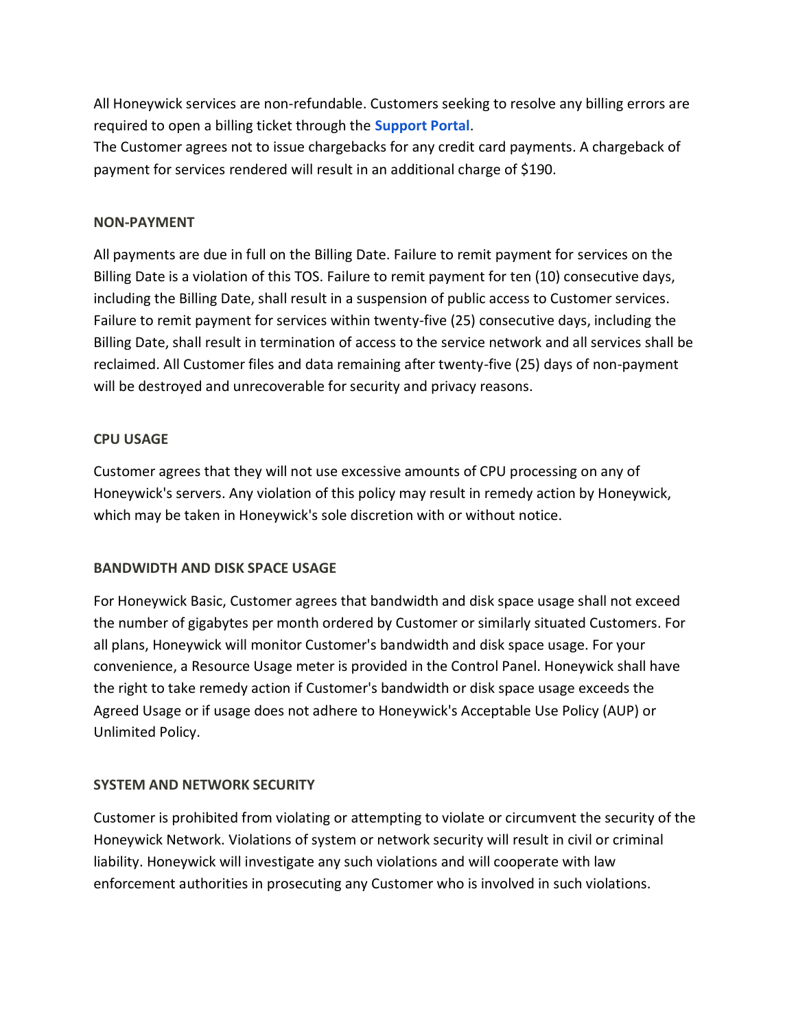All Honeywick services are non-refundable. Customers seeking to resolve any billing errors are required to open a billing ticket through the **Support Portal**.
The Customer agrees not to issue chargebacks for any credit card payments. A chargeback of payment for services rendered will result in an additional charge of $190.

**NON-PAYMENT**

All payments are due in full on the Billing Date. Failure to remit payment for services on the Billing Date is a violation of this TOS. Failure to remit payment for ten (10) consecutive days, including the Billing Date, shall result in a suspension of public access to Customer services. Failure to remit payment for services within twenty-five (25) consecutive days, including the Billing Date, shall result in termination of access to the service network and all services shall be reclaimed. All Customer files and data remaining after twenty-five (25) days of non-payment will be destroyed and unrecoverable for security and privacy reasons.

**CPU USAGE**

Customer agrees that they will not use excessive amounts of CPU processing on any of Honeywick's servers. Any violation of this policy may result in remedy action by Honeywick, which may be taken in Honeywick's sole discretion with or without notice.

**BANDWIDTH AND DISK SPACE USAGE**

For Honeywick Basic, Customer agrees that bandwidth and disk space usage shall not exceed the number of gigabytes per month ordered by Customer or similarly situated Customers. For all plans, Honeywick will monitor Customer's bandwidth and disk space usage. For your convenience, a Resource Usage meter is provided in the Control Panel. Honeywick shall have the right to take remedy action if Customer's bandwidth or disk space usage exceeds the Agreed Usage or if usage does not adhere to Honeywick's Acceptable Use Policy (AUP) or Unlimited Policy.

**SYSTEM AND NETWORK SECURITY**

Customer is prohibited from violating or attempting to violate or circumvent the security of the Honeywick Network. Violations of system or network security will result in civil or criminal liability. Honeywick will investigate any such violations and will cooperate with law enforcement authorities in prosecuting any Customer who is involved in such violations.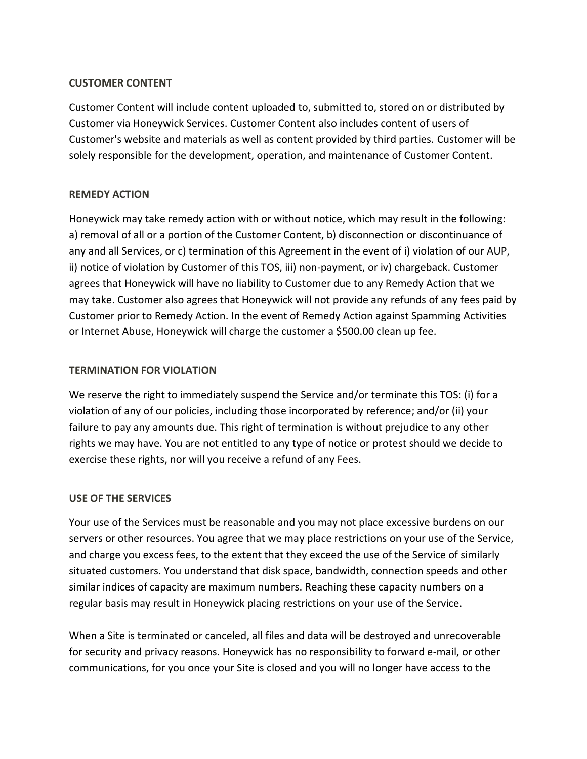## CUSTOMER CONTENT

Customer Content will include content uploaded to, submitted to, stored on or distributed by Customer via Honeywick Services. Customer Content also includes content of users of Customer's website and materials as well as content provided by third parties. Customer will be solely responsible for the development, operation, and maintenance of Customer Content.

## REMEDY ACTION

Honeywick may take remedy action with or without notice, which may result in the following: a) removal of all or a portion of the Customer Content, b) disconnection or discontinuance of any and all Services, or c) termination of this Agreement in the event of i) violation of our AUP, ii) notice of violation by Customer of this TOS, iii) non-payment, or iv) chargeback. Customer agrees that Honeywick will have no liability to Customer due to any Remedy Action that we may take. Customer also agrees that Honeywick will not provide any refunds of any fees paid by Customer prior to Remedy Action. In the event of Remedy Action against Spamming Activities or Internet Abuse, Honeywick will charge the customer a $500.00 clean up fee.

## TERMINATION FOR VIOLATION

We reserve the right to immediately suspend the Service and/or terminate this TOS: (i) for a violation of any of our policies, including those incorporated by reference; and/or (ii) your failure to pay any amounts due. This right of termination is without prejudice to any other rights we may have. You are not entitled to any type of notice or protest should we decide to exercise these rights, nor will you receive a refund of any Fees.

## USE OF THE SERVICES

Your use of the Services must be reasonable and you may not place excessive burdens on our servers or other resources. You agree that we may place restrictions on your use of the Service, and charge you excess fees, to the extent that they exceed the use of the Service of similarly situated customers. You understand that disk space, bandwidth, connection speeds and other similar indices of capacity are maximum numbers. Reaching these capacity numbers on a regular basis may result in Honeywick placing restrictions on your use of the Service.

When a Site is terminated or canceled, all files and data will be destroyed and unrecoverable for security and privacy reasons. Honeywick has no responsibility to forward e-mail, or other communications, for you once your Site is closed and you will no longer have access to the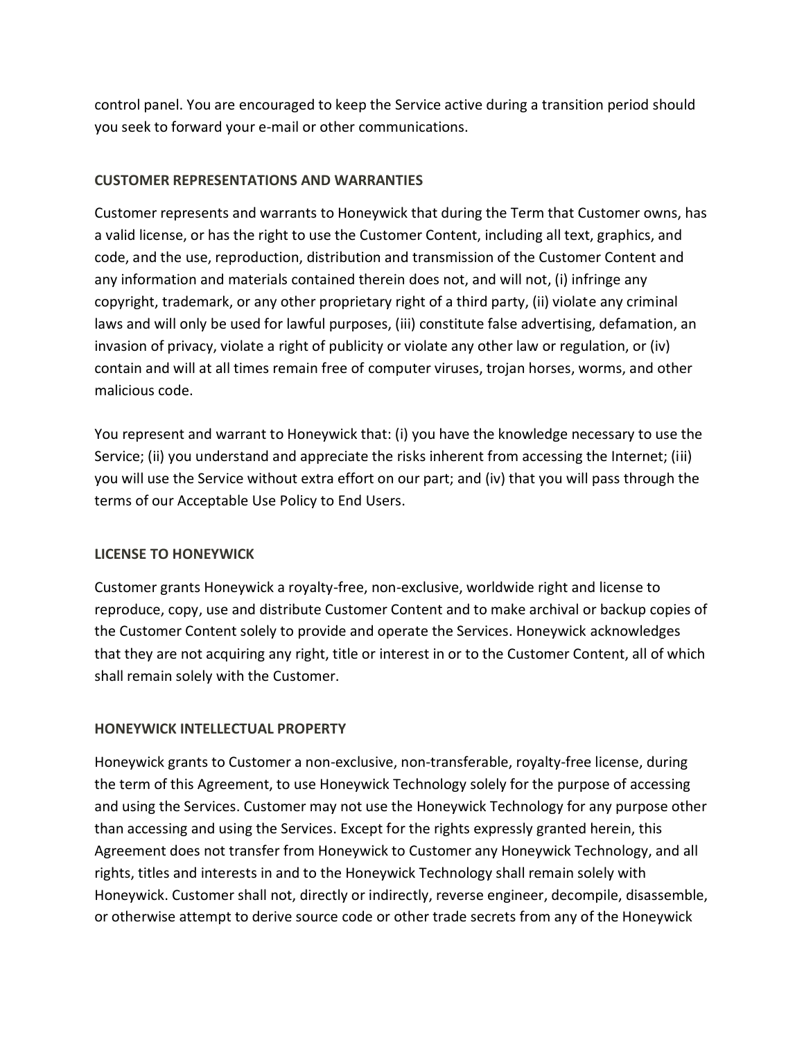control panel. You are encouraged to keep the Service active during a transition period should you seek to forward your e-mail or other communications.

## CUSTOMER REPRESENTATIONS AND WARRANTIES

Customer represents and warrants to Honeywick that during the Term that Customer owns, has a valid license, or has the right to use the Customer Content, including all text, graphics, and code, and the use, reproduction, distribution and transmission of the Customer Content and any information and materials contained therein does not, and will not, (i) infringe any copyright, trademark, or any other proprietary right of a third party, (ii) violate any criminal laws and will only be used for lawful purposes, (iii) constitute false advertising, defamation, an invasion of privacy, violate a right of publicity or violate any other law or regulation, or (iv) contain and will at all times remain free of computer viruses, trojan horses, worms, and other malicious code.

You represent and warrant to Honeywick that: (i) you have the knowledge necessary to use the Service; (ii) you understand and appreciate the risks inherent from accessing the Internet; (iii) you will use the Service without extra effort on our part; and (iv) that you will pass through the terms of our Acceptable Use Policy to End Users.

## LICENSE TO HONEYWICK

Customer grants Honeywick a royalty-free, non-exclusive, worldwide right and license to reproduce, copy, use and distribute Customer Content and to make archival or backup copies of the Customer Content solely to provide and operate the Services. Honeywick acknowledges that they are not acquiring any right, title or interest in or to the Customer Content, all of which shall remain solely with the Customer.

## HONEYWICK INTELLECTUAL PROPERTY

Honeywick grants to Customer a non-exclusive, non-transferable, royalty-free license, during the term of this Agreement, to use Honeywick Technology solely for the purpose of accessing and using the Services. Customer may not use the Honeywick Technology for any purpose other than accessing and using the Services. Except for the rights expressly granted herein, this Agreement does not transfer from Honeywick to Customer any Honeywick Technology, and all rights, titles and interests in and to the Honeywick Technology shall remain solely with Honeywick. Customer shall not, directly or indirectly, reverse engineer, decompile, disassemble, or otherwise attempt to derive source code or other trade secrets from any of the Honeywick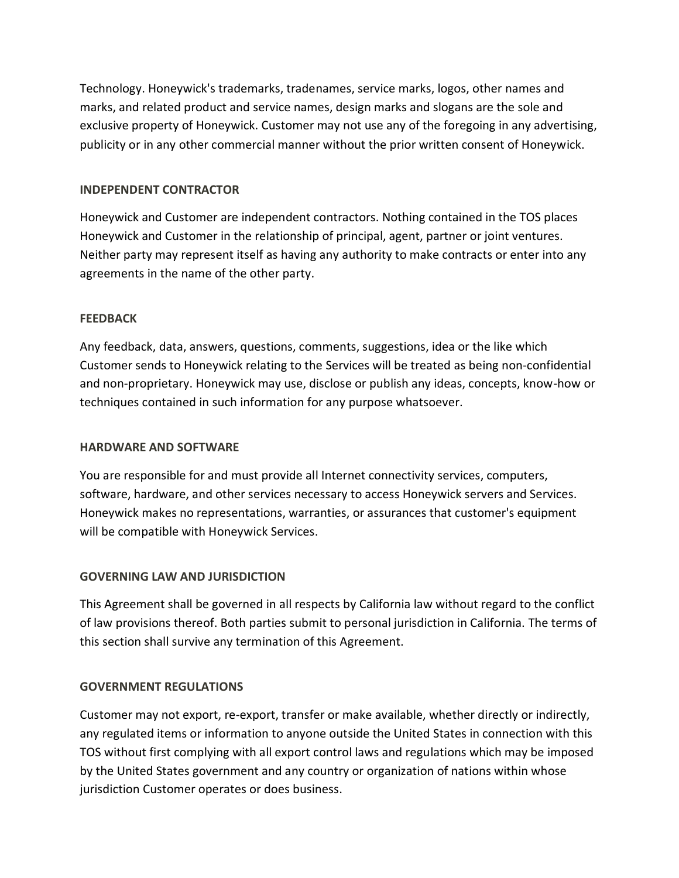Technology. Honeywick's trademarks, tradenames, service marks, logos, other names and marks, and related product and service names, design marks and slogans are the sole and exclusive property of Honeywick. Customer may not use any of the foregoing in any advertising, publicity or in any other commercial manner without the prior written consent of Honeywick.

**INDEPENDENT CONTRACTOR**

Honeywick and Customer are independent contractors. Nothing contained in the TOS places Honeywick and Customer in the relationship of principal, agent, partner or joint ventures. Neither party may represent itself as having any authority to make contracts or enter into any agreements in the name of the other party.

**FEEDBACK**

Any feedback, data, answers, questions, comments, suggestions, idea or the like which Customer sends to Honeywick relating to the Services will be treated as being non-confidential and non-proprietary. Honeywick may use, disclose or publish any ideas, concepts, know-how or techniques contained in such information for any purpose whatsoever.

**HARDWARE AND SOFTWARE**

You are responsible for and must provide all Internet connectivity services, computers, software, hardware, and other services necessary to access Honeywick servers and Services. Honeywick makes no representations, warranties, or assurances that customer's equipment will be compatible with Honeywick Services.

**GOVERNING LAW AND JURISDICTION**

This Agreement shall be governed in all respects by California law without regard to the conflict of law provisions thereof. Both parties submit to personal jurisdiction in California. The terms of this section shall survive any termination of this Agreement.

**GOVERNMENT REGULATIONS**

Customer may not export, re-export, transfer or make available, whether directly or indirectly, any regulated items or information to anyone outside the United States in connection with this TOS without first complying with all export control laws and regulations which may be imposed by the United States government and any country or organization of nations within whose jurisdiction Customer operates or does business.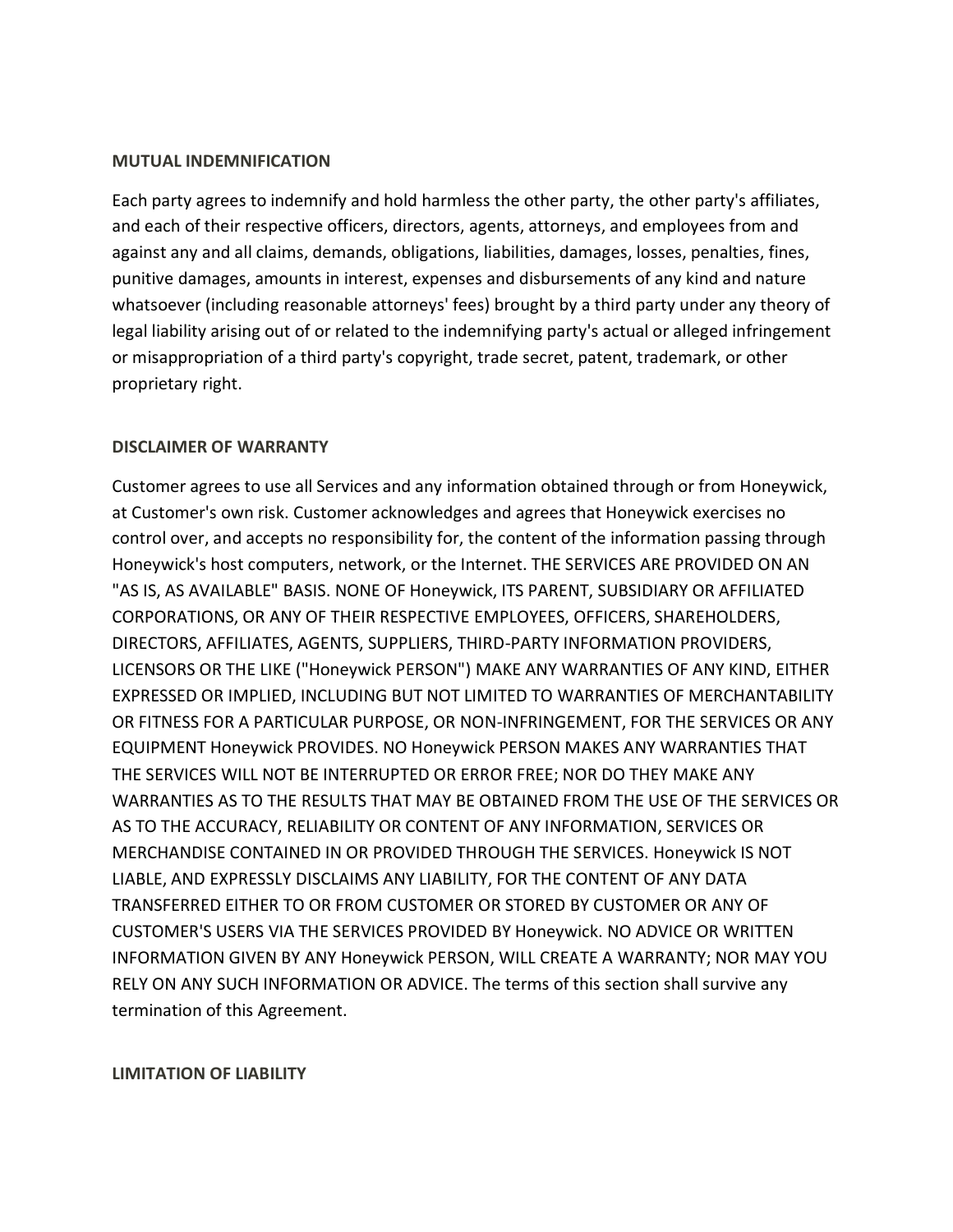**MUTUAL INDEMNIFICATION**

Each party agrees to indemnify and hold harmless the other party, the other party's affiliates, and each of their respective officers, directors, agents, attorneys, and employees from and against any and all claims, demands, obligations, liabilities, damages, losses, penalties, fines, punitive damages, amounts in interest, expenses and disbursements of any kind and nature whatsoever (including reasonable attorneys' fees) brought by a third party under any theory of legal liability arising out of or related to the indemnifying party's actual or alleged infringement or misappropriation of a third party's copyright, trade secret, patent, trademark, or other proprietary right.

**DISCLAIMER OF WARRANTY**

Customer agrees to use all Services and any information obtained through or from Honeywick, at Customer's own risk. Customer acknowledges and agrees that Honeywick exercises no control over, and accepts no responsibility for, the content of the information passing through Honeywick's host computers, network, or the Internet. THE SERVICES ARE PROVIDED ON AN "AS IS, AS AVAILABLE" BASIS. NONE OF Honeywick, ITS PARENT, SUBSIDIARY OR AFFILIATED CORPORATIONS, OR ANY OF THEIR RESPECTIVE EMPLOYEES, OFFICERS, SHAREHOLDERS, DIRECTORS, AFFILIATES, AGENTS, SUPPLIERS, THIRD-PARTY INFORMATION PROVIDERS, LICENSORS OR THE LIKE ("Honeywick PERSON") MAKE ANY WARRANTIES OF ANY KIND, EITHER EXPRESSED OR IMPLIED, INCLUDING BUT NOT LIMITED TO WARRANTIES OF MERCHANTABILITY OR FITNESS FOR A PARTICULAR PURPOSE, OR NON-INFRINGEMENT, FOR THE SERVICES OR ANY EQUIPMENT Honeywick PROVIDES. NO Honeywick PERSON MAKES ANY WARRANTIES THAT THE SERVICES WILL NOT BE INTERRUPTED OR ERROR FREE; NOR DO THEY MAKE ANY WARRANTIES AS TO THE RESULTS THAT MAY BE OBTAINED FROM THE USE OF THE SERVICES OR AS TO THE ACCURACY, RELIABILITY OR CONTENT OF ANY INFORMATION, SERVICES OR MERCHANDISE CONTAINED IN OR PROVIDED THROUGH THE SERVICES. Honeywick IS NOT LIABLE, AND EXPRESSLY DISCLAIMS ANY LIABILITY, FOR THE CONTENT OF ANY DATA TRANSFERRED EITHER TO OR FROM CUSTOMER OR STORED BY CUSTOMER OR ANY OF CUSTOMER'S USERS VIA THE SERVICES PROVIDED BY Honeywick. NO ADVICE OR WRITTEN INFORMATION GIVEN BY ANY Honeywick PERSON, WILL CREATE A WARRANTY; NOR MAY YOU RELY ON ANY SUCH INFORMATION OR ADVICE. The terms of this section shall survive any termination of this Agreement.

**LIMITATION OF LIABILITY**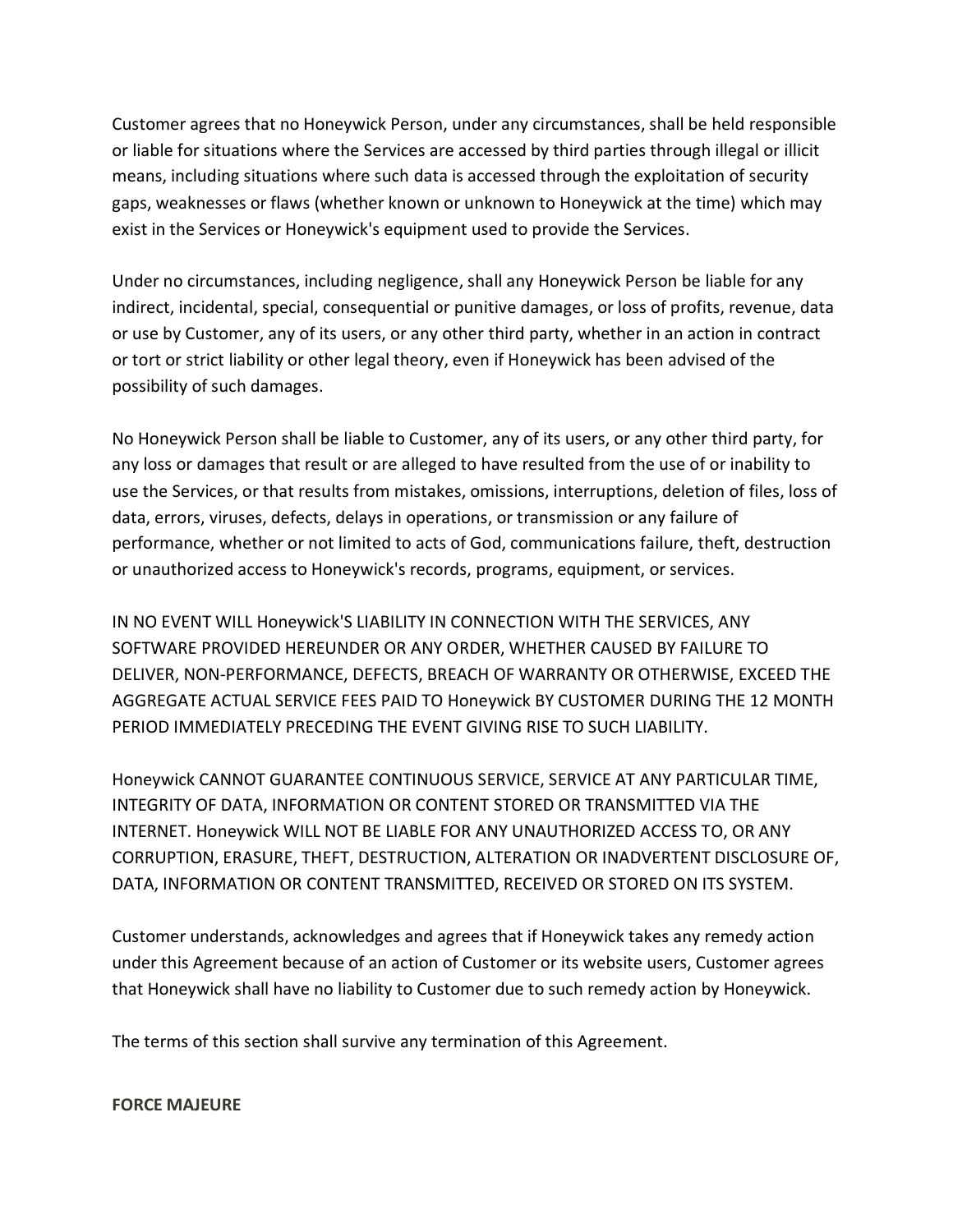Customer agrees that no Honeywick Person, under any circumstances, shall be held responsible or liable for situations where the Services are accessed by third parties through illegal or illicit means, including situations where such data is accessed through the exploitation of security gaps, weaknesses or flaws (whether known or unknown to Honeywick at the time) which may exist in the Services or Honeywick's equipment used to provide the Services.

Under no circumstances, including negligence, shall any Honeywick Person be liable for any indirect, incidental, special, consequential or punitive damages, or loss of profits, revenue, data or use by Customer, any of its users, or any other third party, whether in an action in contract or tort or strict liability or other legal theory, even if Honeywick has been advised of the possibility of such damages.

No Honeywick Person shall be liable to Customer, any of its users, or any other third party, for any loss or damages that result or are alleged to have resulted from the use of or inability to use the Services, or that results from mistakes, omissions, interruptions, deletion of files, loss of data, errors, viruses, defects, delays in operations, or transmission or any failure of performance, whether or not limited to acts of God, communications failure, theft, destruction or unauthorized access to Honeywick's records, programs, equipment, or services.

IN NO EVENT WILL Honeywick'S LIABILITY IN CONNECTION WITH THE SERVICES, ANY SOFTWARE PROVIDED HEREUNDER OR ANY ORDER, WHETHER CAUSED BY FAILURE TO DELIVER, NON-PERFORMANCE, DEFECTS, BREACH OF WARRANTY OR OTHERWISE, EXCEED THE AGGREGATE ACTUAL SERVICE FEES PAID TO Honeywick BY CUSTOMER DURING THE 12 MONTH PERIOD IMMEDIATELY PRECEDING THE EVENT GIVING RISE TO SUCH LIABILITY.

Honeywick CANNOT GUARANTEE CONTINUOUS SERVICE, SERVICE AT ANY PARTICULAR TIME, INTEGRITY OF DATA, INFORMATION OR CONTENT STORED OR TRANSMITTED VIA THE INTERNET. Honeywick WILL NOT BE LIABLE FOR ANY UNAUTHORIZED ACCESS TO, OR ANY CORRUPTION, ERASURE, THEFT, DESTRUCTION, ALTERATION OR INADVERTENT DISCLOSURE OF, DATA, INFORMATION OR CONTENT TRANSMITTED, RECEIVED OR STORED ON ITS SYSTEM.

Customer understands, acknowledges and agrees that if Honeywick takes any remedy action under this Agreement because of an action of Customer or its website users, Customer agrees that Honeywick shall have no liability to Customer due to such remedy action by Honeywick.

The terms of this section shall survive any termination of this Agreement.

**FORCE MAJEURE**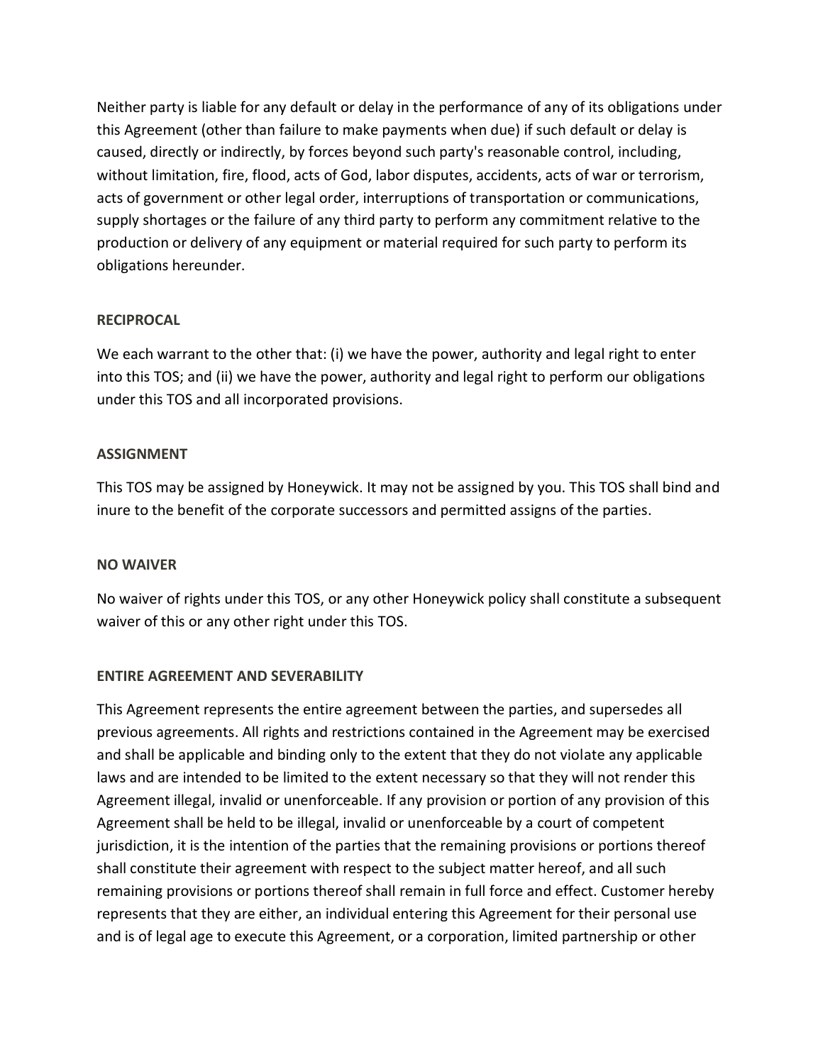Neither party is liable for any default or delay in the performance of any of its obligations under this Agreement (other than failure to make payments when due) if such default or delay is caused, directly or indirectly, by forces beyond such party's reasonable control, including, without limitation, fire, flood, acts of God, labor disputes, accidents, acts of war or terrorism, acts of government or other legal order, interruptions of transportation or communications, supply shortages or the failure of any third party to perform any commitment relative to the production or delivery of any equipment or material required for such party to perform its obligations hereunder.

**RECIPROCAL**

We each warrant to the other that: (i) we have the power, authority and legal right to enter into this TOS; and (ii) we have the power, authority and legal right to perform our obligations under this TOS and all incorporated provisions.

**ASSIGNMENT**

This TOS may be assigned by Honeywick. It may not be assigned by you. This TOS shall bind and inure to the benefit of the corporate successors and permitted assigns of the parties.

**NO WAIVER**

No waiver of rights under this TOS, or any other Honeywick policy shall constitute a subsequent waiver of this or any other right under this TOS.

**ENTIRE AGREEMENT AND SEVERABILITY**

This Agreement represents the entire agreement between the parties, and supersedes all previous agreements. All rights and restrictions contained in the Agreement may be exercised and shall be applicable and binding only to the extent that they do not violate any applicable laws and are intended to be limited to the extent necessary so that they will not render this Agreement illegal, invalid or unenforceable. If any provision or portion of any provision of this Agreement shall be held to be illegal, invalid or unenforceable by a court of competent jurisdiction, it is the intention of the parties that the remaining provisions or portions thereof shall constitute their agreement with respect to the subject matter hereof, and all such remaining provisions or portions thereof shall remain in full force and effect. Customer hereby represents that they are either, an individual entering this Agreement for their personal use and is of legal age to execute this Agreement, or a corporation, limited partnership or other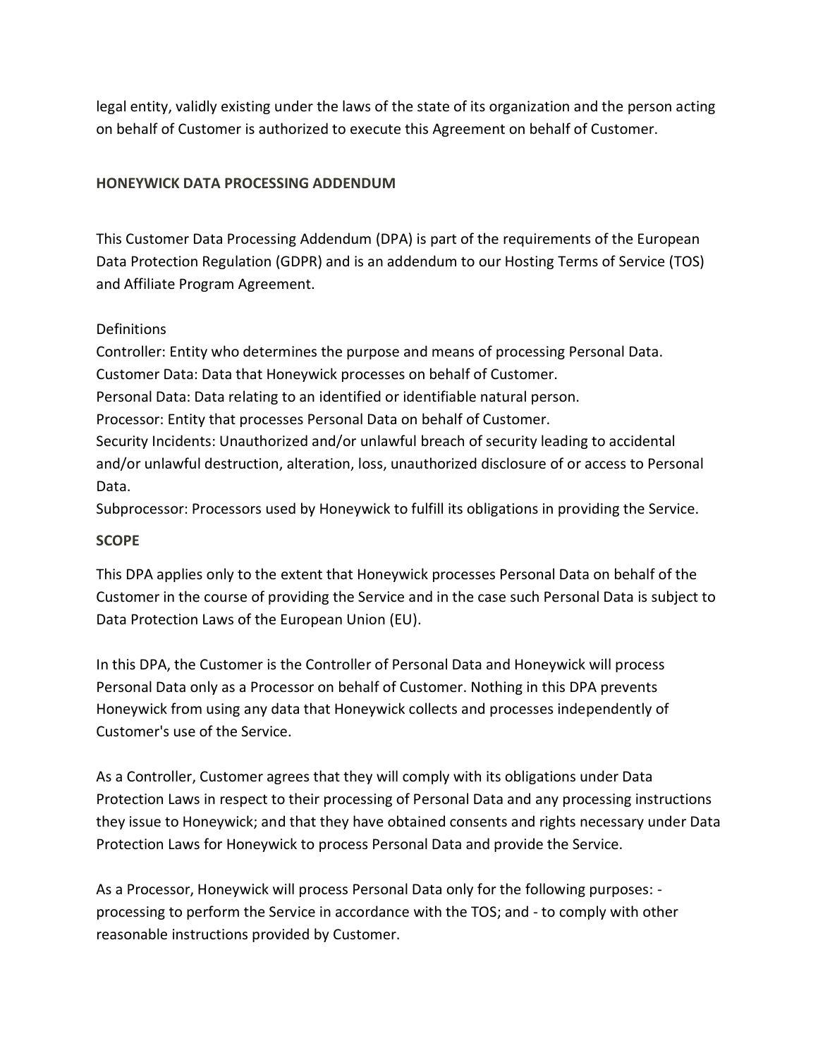legal entity, validly existing under the laws of the state of its organization and the person acting on behalf of Customer is authorized to execute this Agreement on behalf of Customer.

## HONEYWICK DATA PROCESSING ADDENDUM

This Customer Data Processing Addendum (DPA) is part of the requirements of the European Data Protection Regulation (GDPR) and is an addendum to our Hosting Terms of Service (TOS) and Affiliate Program Agreement.

Definitions

Controller: Entity who determines the purpose and means of processing Personal Data.
Customer Data: Data that Honeywick processes on behalf of Customer.
Personal Data: Data relating to an identified or identifiable natural person.
Processor: Entity that processes Personal Data on behalf of Customer.
Security Incidents: Unauthorized and/or unlawful breach of security leading to accidental and/or unlawful destruction, alteration, loss, unauthorized disclosure of or access to Personal Data.
Subprocessor: Processors used by Honeywick to fulfill its obligations in providing the Service.

## SCOPE

This DPA applies only to the extent that Honeywick processes Personal Data on behalf of the Customer in the course of providing the Service and in the case such Personal Data is subject to Data Protection Laws of the European Union (EU).

In this DPA, the Customer is the Controller of Personal Data and Honeywick will process Personal Data only as a Processor on behalf of Customer. Nothing in this DPA prevents Honeywick from using any data that Honeywick collects and processes independently of Customer's use of the Service.

As a Controller, Customer agrees that they will comply with its obligations under Data Protection Laws in respect to their processing of Personal Data and any processing instructions they issue to Honeywick; and that they have obtained consents and rights necessary under Data Protection Laws for Honeywick to process Personal Data and provide the Service.

As a Processor, Honeywick will process Personal Data only for the following purposes: - processing to perform the Service in accordance with the TOS; and - to comply with other reasonable instructions provided by Customer.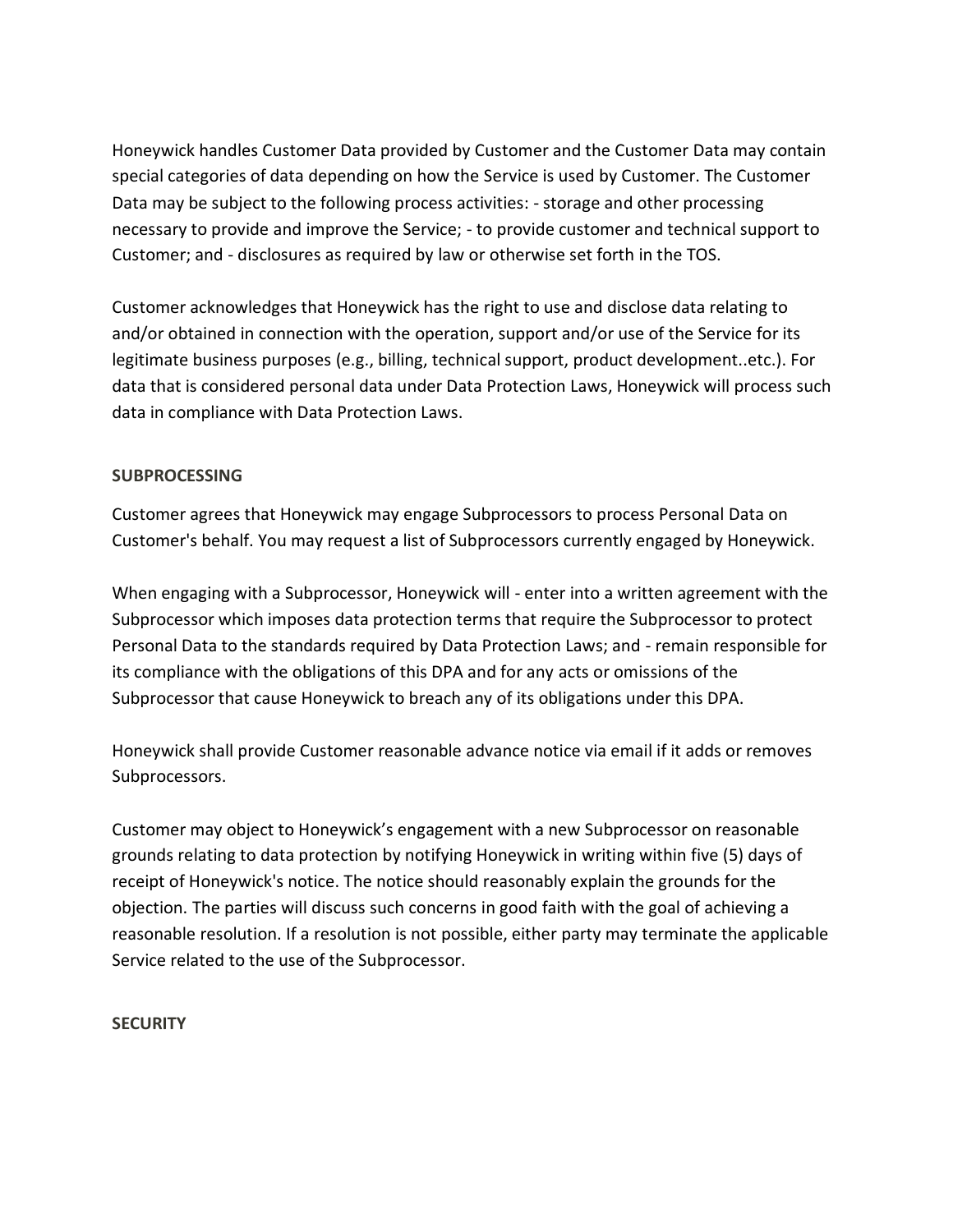Honeywick handles Customer Data provided by Customer and the Customer Data may contain special categories of data depending on how the Service is used by Customer. The Customer Data may be subject to the following process activities: - storage and other processing necessary to provide and improve the Service; - to provide customer and technical support to Customer; and - disclosures as required by law or otherwise set forth in the TOS.

Customer acknowledges that Honeywick has the right to use and disclose data relating to and/or obtained in connection with the operation, support and/or use of the Service for its legitimate business purposes (e.g., billing, technical support, product development..etc.). For data that is considered personal data under Data Protection Laws, Honeywick will process such data in compliance with Data Protection Laws.

**SUBPROCESSING**

Customer agrees that Honeywick may engage Subprocessors to process Personal Data on Customer's behalf. You may request a list of Subprocessors currently engaged by Honeywick.

When engaging with a Subprocessor, Honeywick will - enter into a written agreement with the Subprocessor which imposes data protection terms that require the Subprocessor to protect Personal Data to the standards required by Data Protection Laws; and - remain responsible for its compliance with the obligations of this DPA and for any acts or omissions of the Subprocessor that cause Honeywick to breach any of its obligations under this DPA.

Honeywick shall provide Customer reasonable advance notice via email if it adds or removes Subprocessors.

Customer may object to Honeywick's engagement with a new Subprocessor on reasonable grounds relating to data protection by notifying Honeywick in writing within five (5) days of receipt of Honeywick's notice. The notice should reasonably explain the grounds for the objection. The parties will discuss such concerns in good faith with the goal of achieving a reasonable resolution. If a resolution is not possible, either party may terminate the applicable Service related to the use of the Subprocessor.

**SECURITY**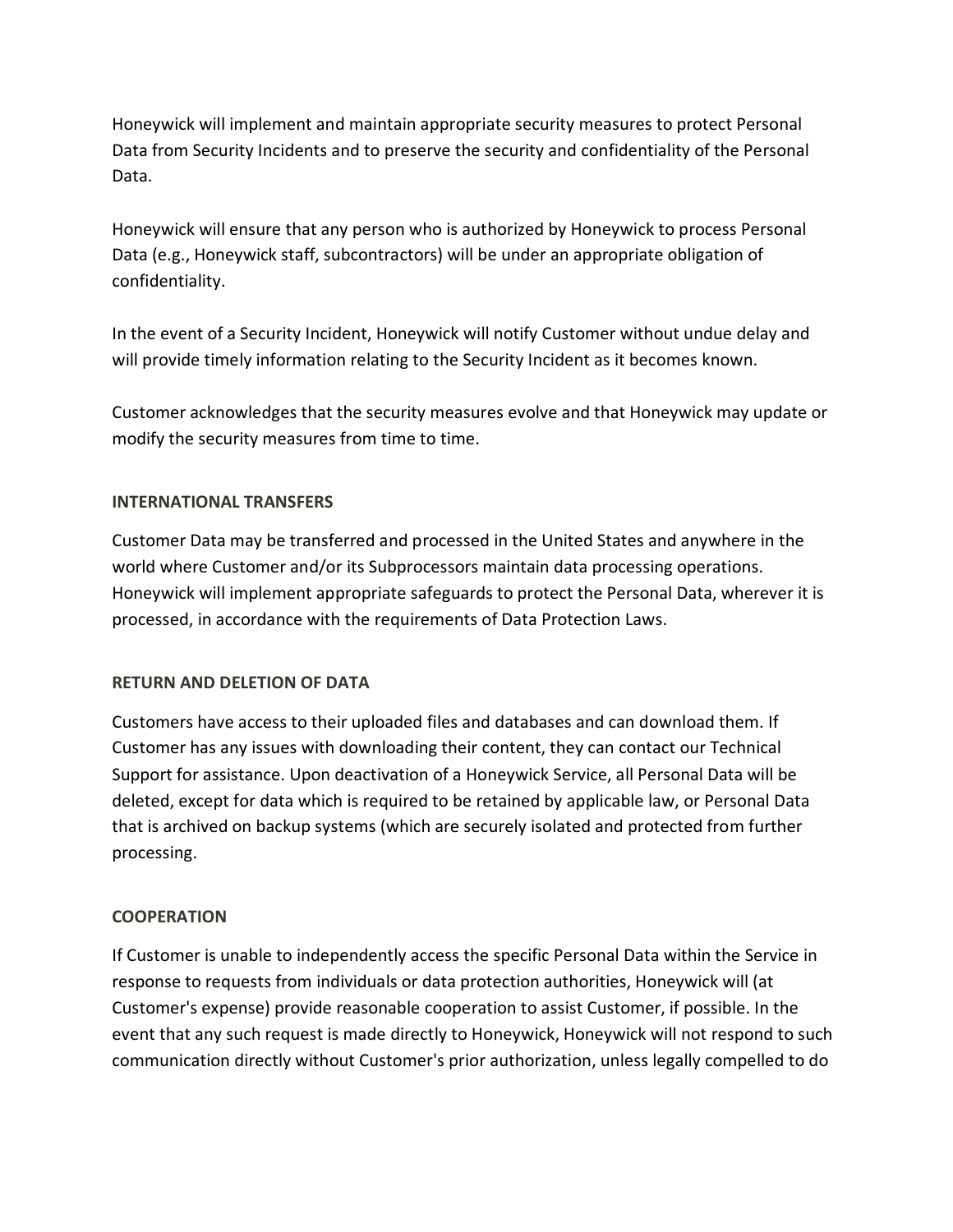Honeywick will implement and maintain appropriate security measures to protect Personal Data from Security Incidents and to preserve the security and confidentiality of the Personal Data.

Honeywick will ensure that any person who is authorized by Honeywick to process Personal Data (e.g., Honeywick staff, subcontractors) will be under an appropriate obligation of confidentiality.

In the event of a Security Incident, Honeywick will notify Customer without undue delay and will provide timely information relating to the Security Incident as it becomes known.

Customer acknowledges that the security measures evolve and that Honeywick may update or modify the security measures from time to time.

## INTERNATIONAL TRANSFERS

Customer Data may be transferred and processed in the United States and anywhere in the world where Customer and/or its Subprocessors maintain data processing operations. Honeywick will implement appropriate safeguards to protect the Personal Data, wherever it is processed, in accordance with the requirements of Data Protection Laws.

## RETURN AND DELETION OF DATA

Customers have access to their uploaded files and databases and can download them. If Customer has any issues with downloading their content, they can contact our Technical Support for assistance. Upon deactivation of a Honeywick Service, all Personal Data will be deleted, except for data which is required to be retained by applicable law, or Personal Data that is archived on backup systems (which are securely isolated and protected from further processing.

## COOPERATION

If Customer is unable to independently access the specific Personal Data within the Service in response to requests from individuals or data protection authorities, Honeywick will (at Customer's expense) provide reasonable cooperation to assist Customer, if possible. In the event that any such request is made directly to Honeywick, Honeywick will not respond to such communication directly without Customer's prior authorization, unless legally compelled to do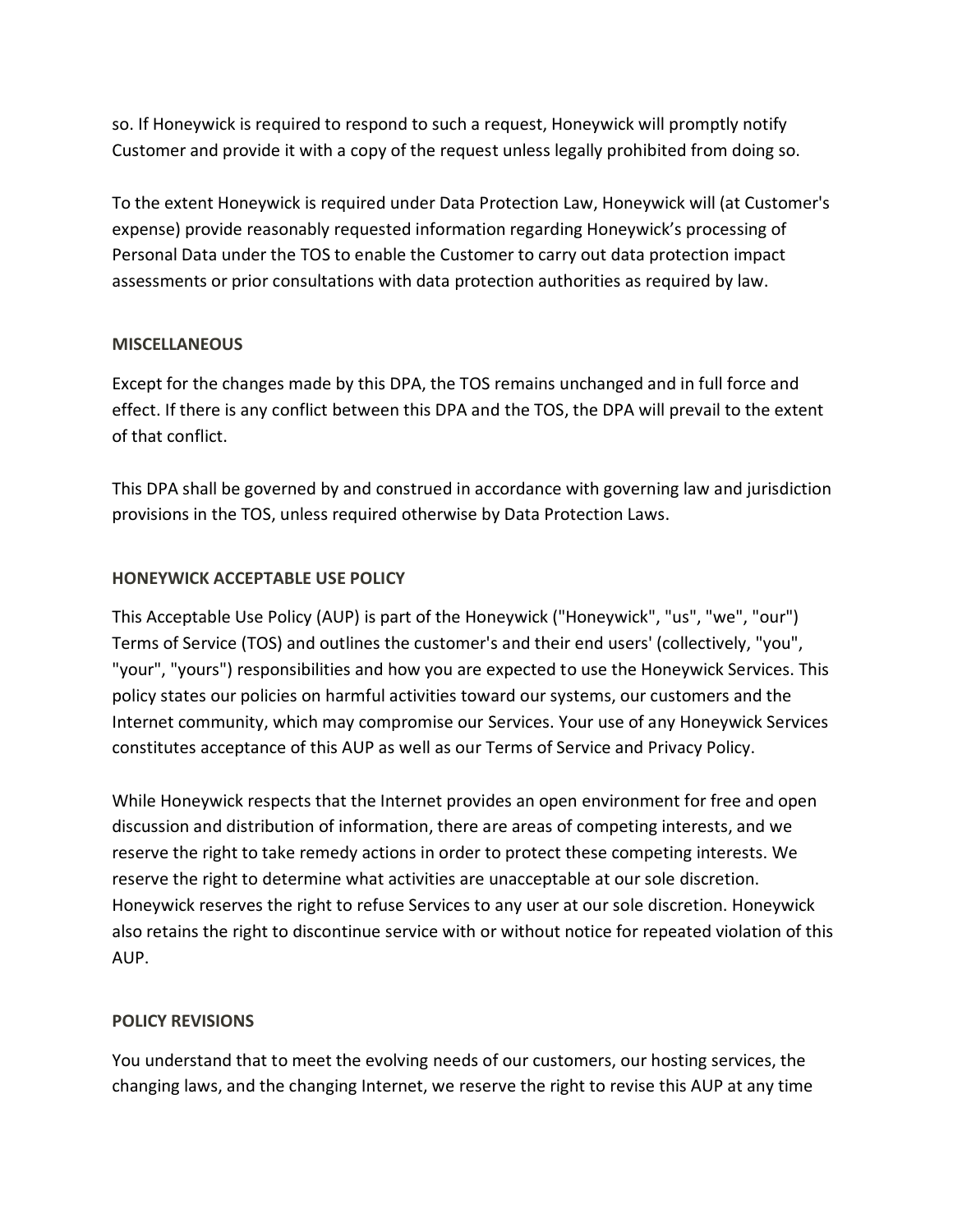so. If Honeywick is required to respond to such a request, Honeywick will promptly notify Customer and provide it with a copy of the request unless legally prohibited from doing so.

To the extent Honeywick is required under Data Protection Law, Honeywick will (at Customer's expense) provide reasonably requested information regarding Honeywick's processing of Personal Data under the TOS to enable the Customer to carry out data protection impact assessments or prior consultations with data protection authorities as required by law.

**MISCELLANEOUS**

Except for the changes made by this DPA, the TOS remains unchanged and in full force and effect. If there is any conflict between this DPA and the TOS, the DPA will prevail to the extent of that conflict.

This DPA shall be governed by and construed in accordance with governing law and jurisdiction provisions in the TOS, unless required otherwise by Data Protection Laws.

**HONEYWICK ACCEPTABLE USE POLICY**

This Acceptable Use Policy (AUP) is part of the Honeywick ("Honeywick", "us", "we", "our") Terms of Service (TOS) and outlines the customer's and their end users' (collectively, "you", "your", "yours") responsibilities and how you are expected to use the Honeywick Services. This policy states our policies on harmful activities toward our systems, our customers and the Internet community, which may compromise our Services. Your use of any Honeywick Services constitutes acceptance of this AUP as well as our Terms of Service and Privacy Policy.

While Honeywick respects that the Internet provides an open environment for free and open discussion and distribution of information, there are areas of competing interests, and we reserve the right to take remedy actions in order to protect these competing interests. We reserve the right to determine what activities are unacceptable at our sole discretion. Honeywick reserves the right to refuse Services to any user at our sole discretion. Honeywick also retains the right to discontinue service with or without notice for repeated violation of this AUP.

**POLICY REVISIONS**

You understand that to meet the evolving needs of our customers, our hosting services, the changing laws, and the changing Internet, we reserve the right to revise this AUP at any time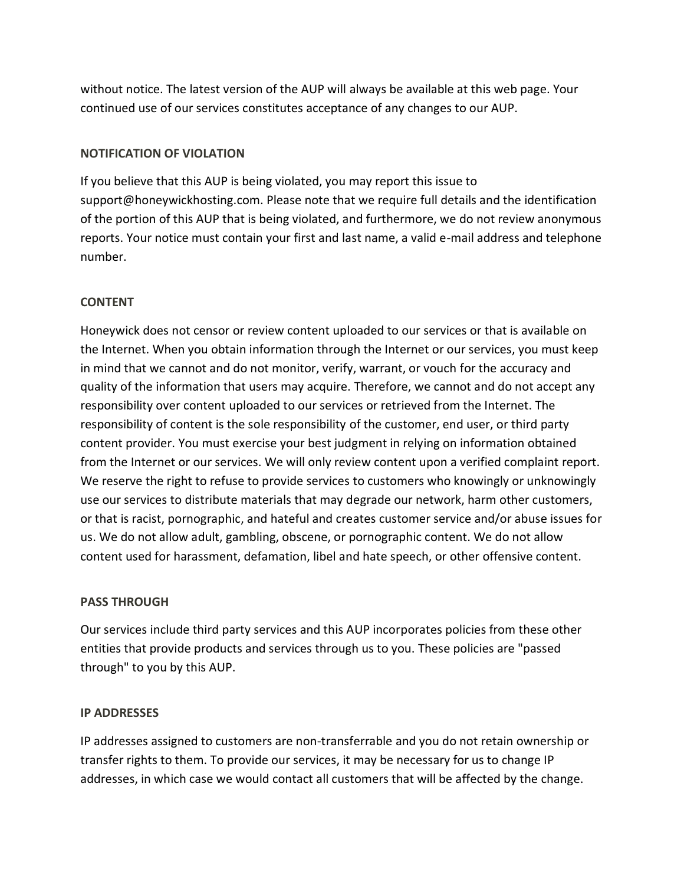without notice. The latest version of the AUP will always be available at this web page. Your continued use of our services constitutes acceptance of any changes to our AUP.

**NOTIFICATION OF VIOLATION**

If you believe that this AUP is being violated, you may report this issue to support@honeywickhosting.com. Please note that we require full details and the identification of the portion of this AUP that is being violated, and furthermore, we do not review anonymous reports. Your notice must contain your first and last name, a valid e-mail address and telephone number.

**CONTENT**

Honeywick does not censor or review content uploaded to our services or that is available on the Internet. When you obtain information through the Internet or our services, you must keep in mind that we cannot and do not monitor, verify, warrant, or vouch for the accuracy and quality of the information that users may acquire. Therefore, we cannot and do not accept any responsibility over content uploaded to our services or retrieved from the Internet. The responsibility of content is the sole responsibility of the customer, end user, or third party content provider. You must exercise your best judgment in relying on information obtained from the Internet or our services. We will only review content upon a verified complaint report. We reserve the right to refuse to provide services to customers who knowingly or unknowingly use our services to distribute materials that may degrade our network, harm other customers, or that is racist, pornographic, and hateful and creates customer service and/or abuse issues for us. We do not allow adult, gambling, obscene, or pornographic content. We do not allow content used for harassment, defamation, libel and hate speech, or other offensive content.

**PASS THROUGH**

Our services include third party services and this AUP incorporates policies from these other entities that provide products and services through us to you. These policies are "passed through" to you by this AUP.

**IP ADDRESSES**

IP addresses assigned to customers are non-transferrable and you do not retain ownership or transfer rights to them. To provide our services, it may be necessary for us to change IP addresses, in which case we would contact all customers that will be affected by the change.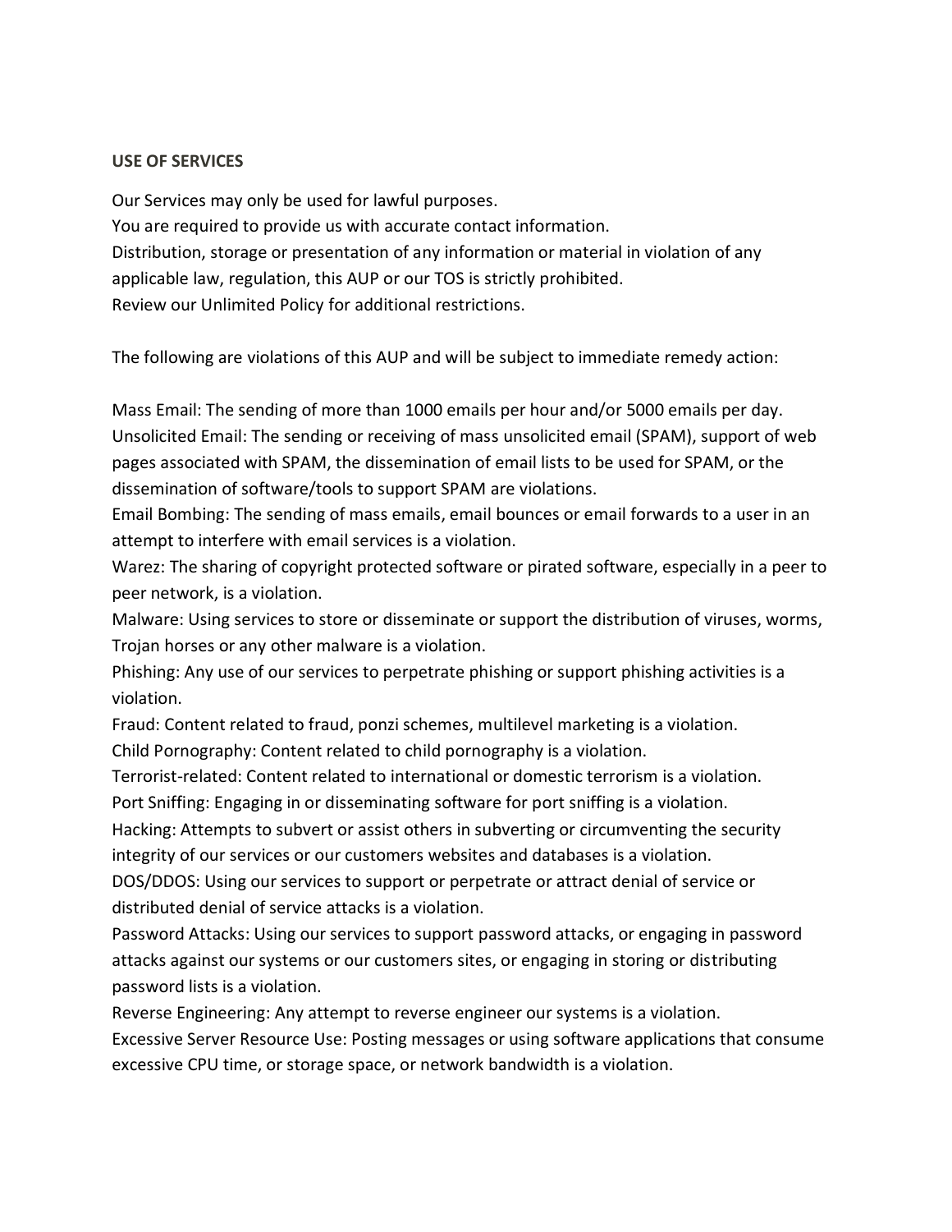**USE OF SERVICES**

Our Services may only be used for lawful purposes.
You are required to provide us with accurate contact information.
Distribution, storage or presentation of any information or material in violation of any applicable law, regulation, this AUP or our TOS is strictly prohibited.
Review our Unlimited Policy for additional restrictions.

The following are violations of this AUP and will be subject to immediate remedy action:

Mass Email: The sending of more than 1000 emails per hour and/or 5000 emails per day.
Unsolicited Email: The sending or receiving of mass unsolicited email (SPAM), support of web pages associated with SPAM, the dissemination of email lists to be used for SPAM, or the dissemination of software/tools to support SPAM are violations.
Email Bombing: The sending of mass emails, email bounces or email forwards to a user in an attempt to interfere with email services is a violation.
Warez: The sharing of copyright protected software or pirated software, especially in a peer to peer network, is a violation.
Malware: Using services to store or disseminate or support the distribution of viruses, worms, Trojan horses or any other malware is a violation.
Phishing: Any use of our services to perpetrate phishing or support phishing activities is a violation.
Fraud: Content related to fraud, ponzi schemes, multilevel marketing is a violation.
Child Pornography: Content related to child pornography is a violation.
Terrorist-related: Content related to international or domestic terrorism is a violation.
Port Sniffing: Engaging in or disseminating software for port sniffing is a violation.
Hacking: Attempts to subvert or assist others in subverting or circumventing the security integrity of our services or our customers websites and databases is a violation.
DOS/DDOS: Using our services to support or perpetrate or attract denial of service or distributed denial of service attacks is a violation.
Password Attacks: Using our services to support password attacks, or engaging in password attacks against our systems or our customers sites, or engaging in storing or distributing password lists is a violation.
Reverse Engineering: Any attempt to reverse engineer our systems is a violation.
Excessive Server Resource Use: Posting messages or using software applications that consume excessive CPU time, or storage space, or network bandwidth is a violation.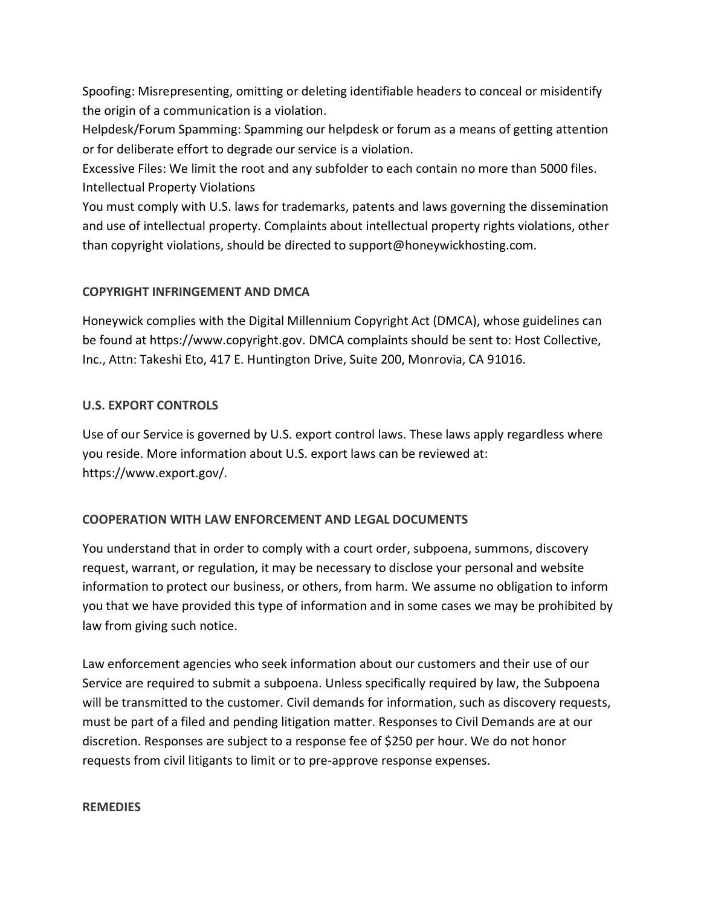Spoofing: Misrepresenting, omitting or deleting identifiable headers to conceal or misidentify the origin of a communication is a violation.
Helpdesk/Forum Spamming: Spamming our helpdesk or forum as a means of getting attention or for deliberate effort to degrade our service is a violation.
Excessive Files: We limit the root and any subfolder to each contain no more than 5000 files.
Intellectual Property Violations
You must comply with U.S. laws for trademarks, patents and laws governing the dissemination and use of intellectual property. Complaints about intellectual property rights violations, other than copyright violations, should be directed to support@honeywickhosting.com.

**COPYRIGHT INFRINGEMENT AND DMCA**

Honeywick complies with the Digital Millennium Copyright Act (DMCA), whose guidelines can be found at https://www.copyright.gov. DMCA complaints should be sent to: Host Collective, Inc., Attn: Takeshi Eto, 417 E. Huntington Drive, Suite 200, Monrovia, CA 91016.

**U.S. EXPORT CONTROLS**

Use of our Service is governed by U.S. export control laws. These laws apply regardless where you reside. More information about U.S. export laws can be reviewed at: https://www.export.gov/.

**COOPERATION WITH LAW ENFORCEMENT AND LEGAL DOCUMENTS**

You understand that in order to comply with a court order, subpoena, summons, discovery request, warrant, or regulation, it may be necessary to disclose your personal and website information to protect our business, or others, from harm. We assume no obligation to inform you that we have provided this type of information and in some cases we may be prohibited by law from giving such notice.

Law enforcement agencies who seek information about our customers and their use of our Service are required to submit a subpoena. Unless specifically required by law, the Subpoena will be transmitted to the customer. Civil demands for information, such as discovery requests, must be part of a filed and pending litigation matter. Responses to Civil Demands are at our discretion. Responses are subject to a response fee of $250 per hour. We do not honor requests from civil litigants to limit or to pre-approve response expenses.

**REMEDIES**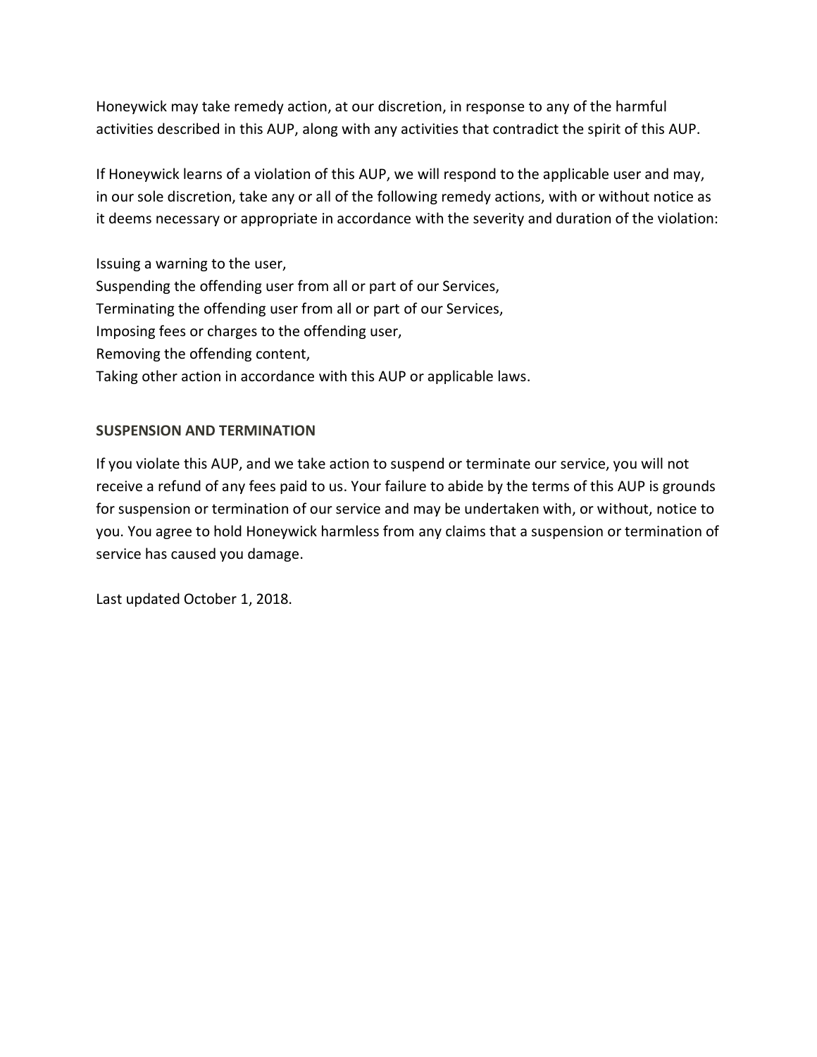Honeywick may take remedy action, at our discretion, in response to any of the harmful activities described in this AUP, along with any activities that contradict the spirit of this AUP.

If Honeywick learns of a violation of this AUP, we will respond to the applicable user and may, in our sole discretion, take any or all of the following remedy actions, with or without notice as it deems necessary or appropriate in accordance with the severity and duration of the violation:

Issuing a warning to the user,
Suspending the offending user from all or part of our Services,
Terminating the offending user from all or part of our Services,
Imposing fees or charges to the offending user,
Removing the offending content,
Taking other action in accordance with this AUP or applicable laws.

**SUSPENSION AND TERMINATION**

If you violate this AUP, and we take action to suspend or terminate our service, you will not receive a refund of any fees paid to us. Your failure to abide by the terms of this AUP is grounds for suspension or termination of our service and may be undertaken with, or without, notice to you. You agree to hold Honeywick harmless from any claims that a suspension or termination of service has caused you damage.

Last updated October 1, 2018.